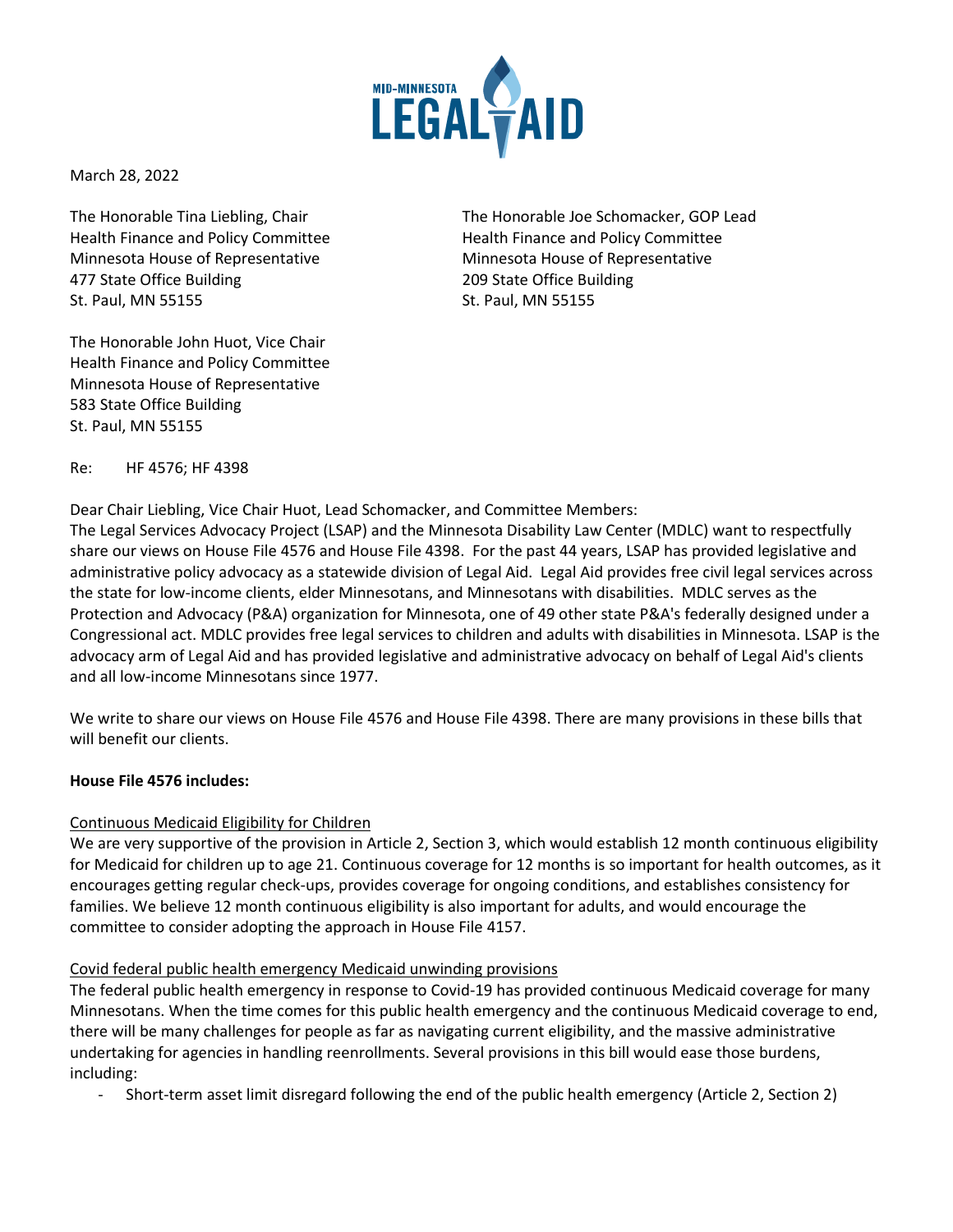March 28, 2022

The Honorable Tina Liebling, Chair
Health Finance and Policy Committee
Minnesota House of Representative
477 State Office Building
St. Paul, MN 55155

The Honorable Joe Schomacker, GOP Lead
Health Finance and Policy Committee
Minnesota House of Representative
209 State Office Building
St. Paul, MN 55155

The Honorable John Huot, Vice Chair
Health Finance and Policy Committee
Minnesota House of Representative
583 State Office Building
St. Paul, MN 55155

Re: HF 4576; HF 4398

Dear Chair Liebling, Vice Chair Huot, Lead Schomacker, and Committee Members:

The Legal Services Advocacy Project (LSAP) and the Minnesota Disability Law Center (MDLC) want to respectfully share our views on House File 4576 and House File 4398. For the past 44 years, LSAP has provided legislative and administrative policy advocacy as a statewide division of Legal Aid. Legal Aid provides free civil legal services across the state for low-income clients, elder Minnesotans, and Minnesotans with disabilities. MDLC serves as the Protection and Advocacy (P&A) organization for Minnesota, one of 49 other state P&A's federally designed under a Congressional act. MDLC provides free legal services to children and adults with disabilities in Minnesota. LSAP is the advocacy arm of Legal Aid and has provided legislative and administrative advocacy on behalf of Legal Aid's clients and all low-income Minnesotans since 1977.

We write to share our views on House File 4576 and House File 4398. There are many provisions in these bills that will benefit our clients.

**House File 4576 includes:**

Continuous Medicaid Eligibility for Children

We are very supportive of the provision in Article 2, Section 3, which would establish 12 month continuous eligibility for Medicaid for children up to age 21. Continuous coverage for 12 months is so important for health outcomes, as it encourages getting regular check-ups, provides coverage for ongoing conditions, and establishes consistency for families. We believe 12 month continuous eligibility is also important for adults, and would encourage the committee to consider adopting the approach in House File 4157.

Covid federal public health emergency Medicaid unwinding provisions

The federal public health emergency in response to Covid-19 has provided continuous Medicaid coverage for many Minnesotans. When the time comes for this public health emergency and the continuous Medicaid coverage to end, there will be many challenges for people as far as navigating current eligibility, and the massive administrative undertaking for agencies in handling reenrollments. Several provisions in this bill would ease those burdens, including:

- Short-term asset limit disregard following the end of the public health emergency (Article 2, Section 2)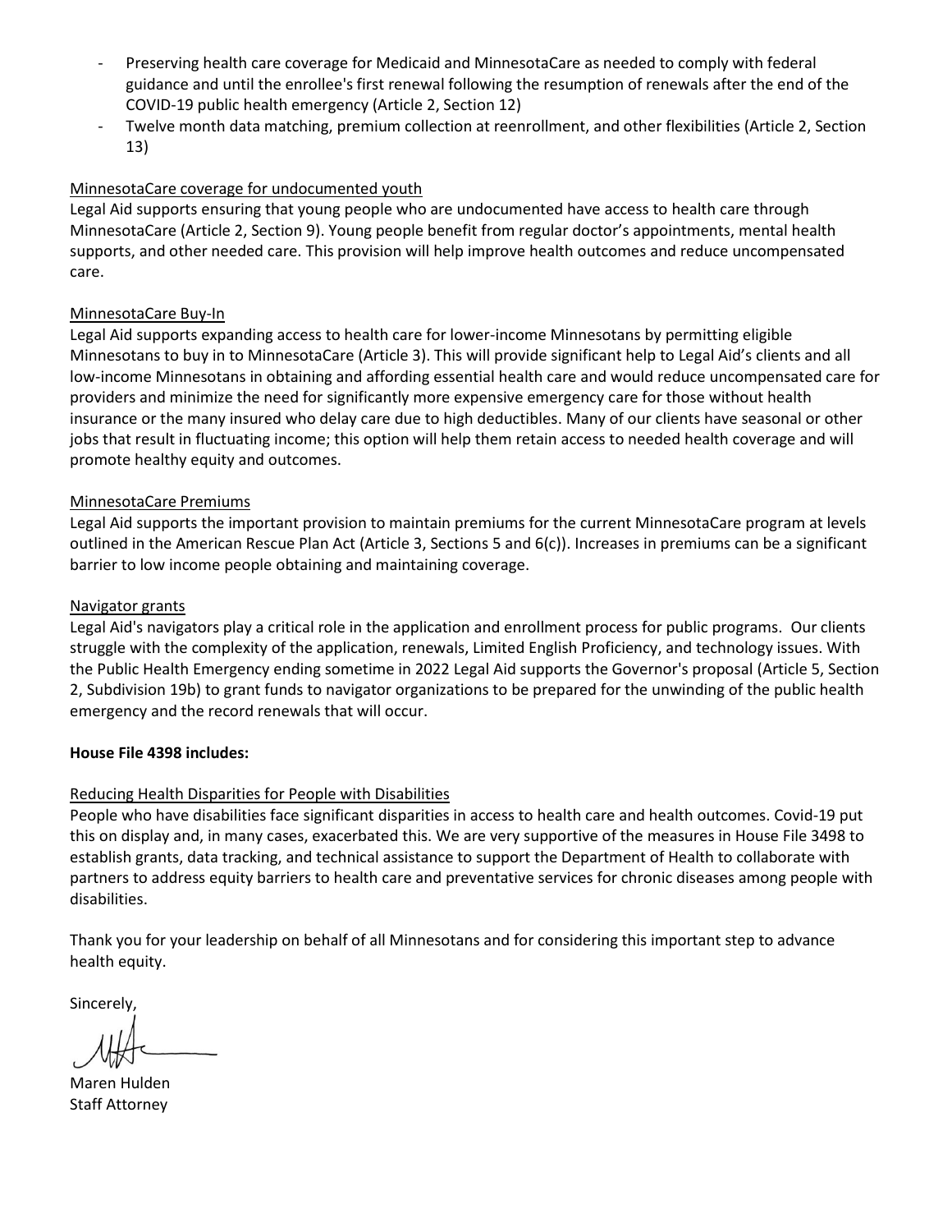- Preserving health care coverage for Medicaid and MinnesotaCare as needed to comply with federal guidance and until the enrollee's first renewal following the resumption of renewals after the end of the COVID-19 public health emergency (Article 2, Section 12)
- Twelve month data matching, premium collection at reenrollment, and other flexibilities (Article 2, Section 13)

MinnesotaCare coverage for undocumented youth

Legal Aid supports ensuring that young people who are undocumented have access to health care through MinnesotaCare (Article 2, Section 9). Young people benefit from regular doctor's appointments, mental health supports, and other needed care. This provision will help improve health outcomes and reduce uncompensated care.

MinnesotaCare Buy-In

Legal Aid supports expanding access to health care for lower-income Minnesotans by permitting eligible Minnesotans to buy in to MinnesotaCare (Article 3). This will provide significant help to Legal Aid's clients and all low-income Minnesotans in obtaining and affording essential health care and would reduce uncompensated care for providers and minimize the need for significantly more expensive emergency care for those without health insurance or the many insured who delay care due to high deductibles. Many of our clients have seasonal or other jobs that result in fluctuating income; this option will help them retain access to needed health coverage and will promote healthy equity and outcomes.

MinnesotaCare Premiums

Legal Aid supports the important provision to maintain premiums for the current MinnesotaCare program at levels outlined in the American Rescue Plan Act (Article 3, Sections 5 and 6(c)). Increases in premiums can be a significant barrier to low income people obtaining and maintaining coverage.

Navigator grants

Legal Aid's navigators play a critical role in the application and enrollment process for public programs. Our clients struggle with the complexity of the application, renewals, Limited English Proficiency, and technology issues. With the Public Health Emergency ending sometime in 2022 Legal Aid supports the Governor's proposal (Article 5, Section 2, Subdivision 19b) to grant funds to navigator organizations to be prepared for the unwinding of the public health emergency and the record renewals that will occur.

**House File 4398 includes:**

Reducing Health Disparities for People with Disabilities

People who have disabilities face significant disparities in access to health care and health outcomes. Covid-19 put this on display and, in many cases, exacerbated this. We are very supportive of the measures in House File 3498 to establish grants, data tracking, and technical assistance to support the Department of Health to collaborate with partners to address equity barriers to health care and preventative services for chronic diseases among people with disabilities.

Thank you for your leadership on behalf of all Minnesotans and for considering this important step to advance health equity.

Sincerely,

Maren Hulden
Staff Attorney